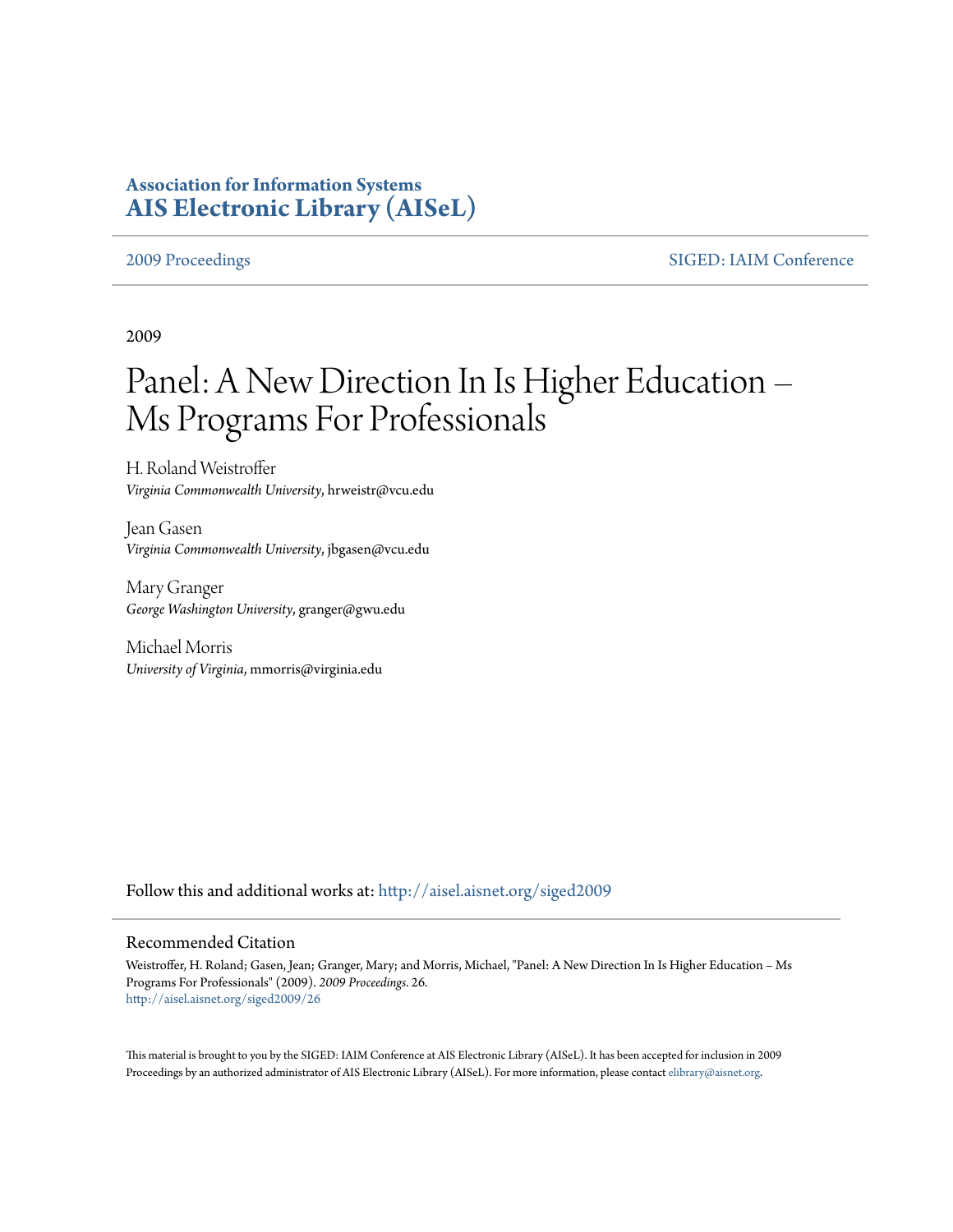**Association for Information Systems**
**AIS Electronic Library (AISeL)**

2009 Proceedings | SIGED: IAIM Conference

2009

# Panel: A New Direction In Is Higher Education – Ms Programs For Professionals

H. Roland Weistroffer
*Virginia Commonwealth University*, hrweistr@vcu.edu

Jean Gasen
*Virginia Commonwealth University*, jbgasen@vcu.edu

Mary Granger
*George Washington University*, granger@gwu.edu

Michael Morris
*University of Virginia*, mmorris@virginia.edu

Follow this and additional works at: http://aisel.aisnet.org/siged2009

## Recommended Citation

Weistroffer, H. Roland; Gasen, Jean; Granger, Mary; and Morris, Michael, "Panel: A New Direction In Is Higher Education – Ms Programs For Professionals" (2009). *2009 Proceedings*. 26.
http://aisel.aisnet.org/siged2009/26

This material is brought to you by the SIGED: IAIM Conference at AIS Electronic Library (AISeL). It has been accepted for inclusion in 2009 Proceedings by an authorized administrator of AIS Electronic Library (AISeL). For more information, please contact elibrary@aisnet.org.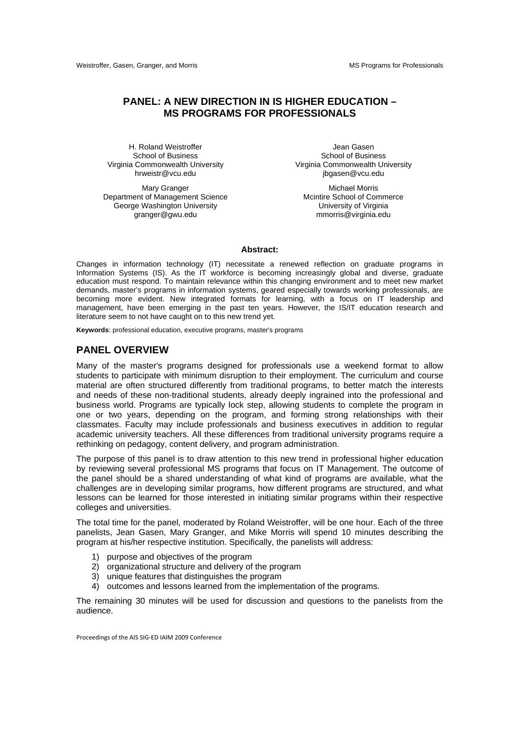# PANEL: A NEW DIRECTION IN IS HIGHER EDUCATION – MS PROGRAMS FOR PROFESSIONALS

H. Roland Weistroffer
School of Business
Virginia Commonwealth University
hrweistr@vcu.edu

Jean Gasen
School of Business
Virginia Commonwealth University
jbgasen@vcu.edu

Mary Granger
Department of Management Science
George Washington University
granger@gwu.edu

Michael Morris
Mcintire School of Commerce
University of Virginia
mmorris@virginia.edu

**Abstract:**

Changes in information technology (IT) necessitate a renewed reflection on graduate programs in Information Systems (IS). As the IT workforce is becoming increasingly global and diverse, graduate education must respond. To maintain relevance within this changing environment and to meet new market demands, master's programs in information systems, geared especially towards working professionals, are becoming more evident. New integrated formats for learning, with a focus on IT leadership and management, have been emerging in the past ten years. However, the IS/IT education research and literature seem to not have caught on to this new trend yet.

**Keywords**: professional education, executive programs, master's programs

## PANEL OVERVIEW

Many of the master's programs designed for professionals use a weekend format to allow students to participate with minimum disruption to their employment. The curriculum and course material are often structured differently from traditional programs, to better match the interests and needs of these non-traditional students, already deeply ingrained into the professional and business world. Programs are typically lock step, allowing students to complete the program in one or two years, depending on the program, and forming strong relationships with their classmates. Faculty may include professionals and business executives in addition to regular academic university teachers. All these differences from traditional university programs require a rethinking on pedagogy, content delivery, and program administration.

The purpose of this panel is to draw attention to this new trend in professional higher education by reviewing several professional MS programs that focus on IT Management. The outcome of the panel should be a shared understanding of what kind of programs are available, what the challenges are in developing similar programs, how different programs are structured, and what lessons can be learned for those interested in initiating similar programs within their respective colleges and universities.

The total time for the panel, moderated by Roland Weistroffer, will be one hour. Each of the three panelists, Jean Gasen, Mary Granger, and Mike Morris will spend 10 minutes describing the program at his/her respective institution. Specifically, the panelists will address:

1) purpose and objectives of the program
2) organizational structure and delivery of the program
3) unique features that distinguishes the program
4) outcomes and lessons learned from the implementation of the programs.

The remaining 30 minutes will be used for discussion and questions to the panelists from the audience.